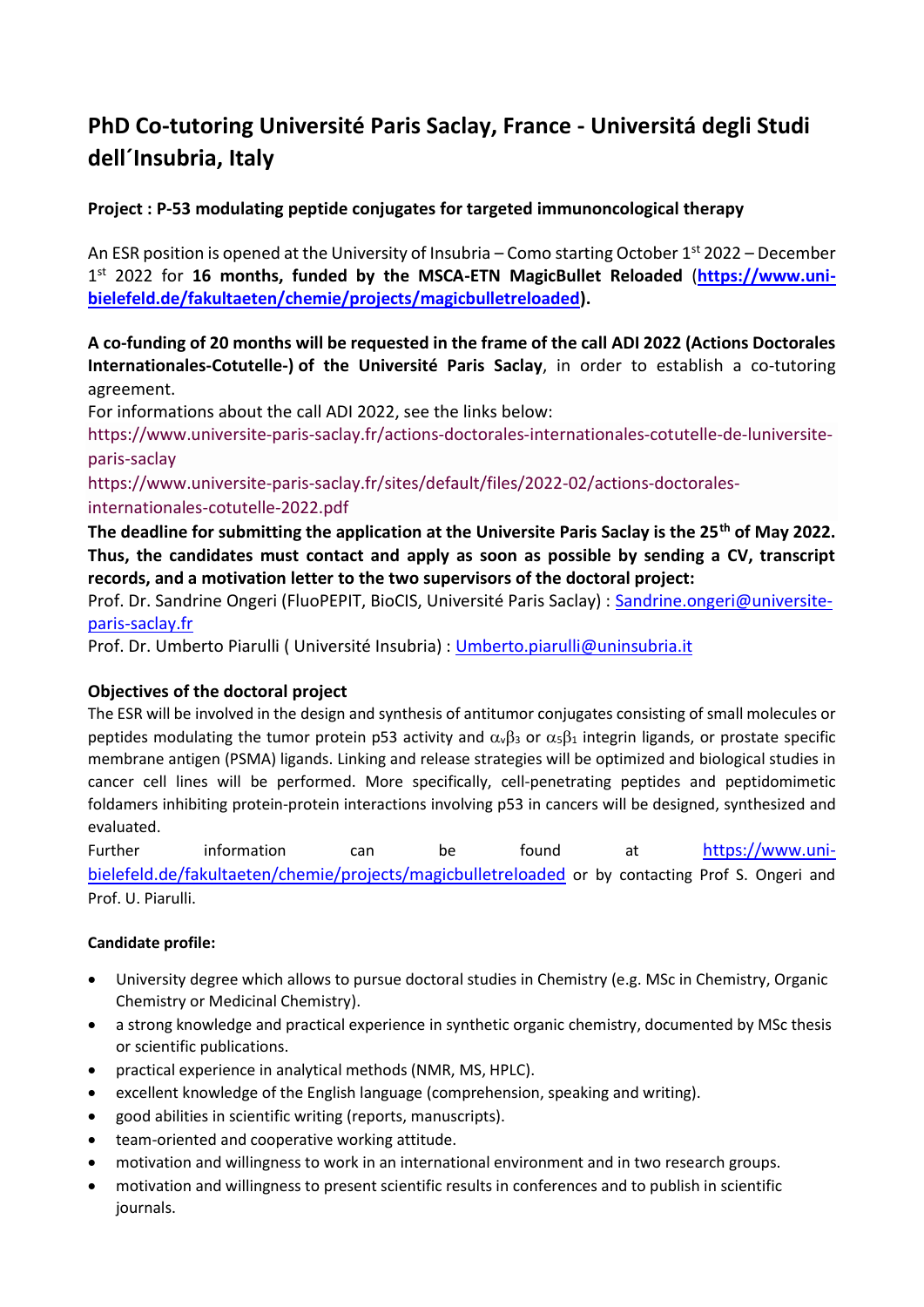# PhD Co-tutoring Université Paris Saclay, France - Universitá degli Studi dell´Insubria, Italy

**Project : P-53 modulating peptide conjugates for targeted immunoncological therapy**

An ESR position is opened at the University of Insubria – Como starting October 1st 2022 – December 1st 2022 for **16 months, funded by the MSCA-ETN MagicBullet Reloaded (https://www.uni-bielefeld.de/fakultaeten/chemie/projects/magicbulletreloaded).**

**A co-funding of 20 months will be requested in the frame of the call ADI 2022 (Actions Doctorales Internationales-Cotutelle-) of the Université Paris Saclay**, in order to establish a co-tutoring agreement.

For informations about the call ADI 2022, see the links below:

https://www.universite-paris-saclay.fr/actions-doctorales-internationales-cotutelle-de-luniversite-paris-saclay

https://www.universite-paris-saclay.fr/sites/default/files/2022-02/actions-doctorales-internationales-cotutelle-2022.pdf

**The deadline for submitting the application at the Universite Paris Saclay is the 25th of May 2022. Thus, the candidates must contact and apply as soon as possible by sending a CV, transcript records, and a motivation letter to the two supervisors of the doctoral project:**

Prof. Dr. Sandrine Ongeri (FluoPEPIT, BioCIS, Université Paris Saclay) : Sandrine.ongeri@universite-paris-saclay.fr

Prof. Dr. Umberto Piarulli ( Université Insubria) : Umberto.piarulli@uninsubria.it

### Objectives of the doctoral project

The ESR will be involved in the design and synthesis of antitumor conjugates consisting of small molecules or peptides modulating the tumor protein p53 activity and $\alpha_v\beta_3$ or $\alpha_5\beta_1$ integrin ligands, or prostate specific membrane antigen (PSMA) ligands. Linking and release strategies will be optimized and biological studies in cancer cell lines will be performed. More specifically, cell-penetrating peptides and peptidomimetic foldamers inhibiting protein-protein interactions involving p53 in cancers will be designed, synthesized and evaluated.

Further information can be found at https://www.uni-bielefeld.de/fakultaeten/chemie/projects/magicbulletreloaded or by contacting Prof S. Ongeri and Prof. U. Piarulli.

**Candidate profile:**

- University degree which allows to pursue doctoral studies in Chemistry (e.g. MSc in Chemistry, Organic Chemistry or Medicinal Chemistry).
- a strong knowledge and practical experience in synthetic organic chemistry, documented by MSc thesis or scientific publications.
- practical experience in analytical methods (NMR, MS, HPLC).
- excellent knowledge of the English language (comprehension, speaking and writing).
- good abilities in scientific writing (reports, manuscripts).
- team-oriented and cooperative working attitude.
- motivation and willingness to work in an international environment and in two research groups.
- motivation and willingness to present scientific results in conferences and to publish in scientific journals.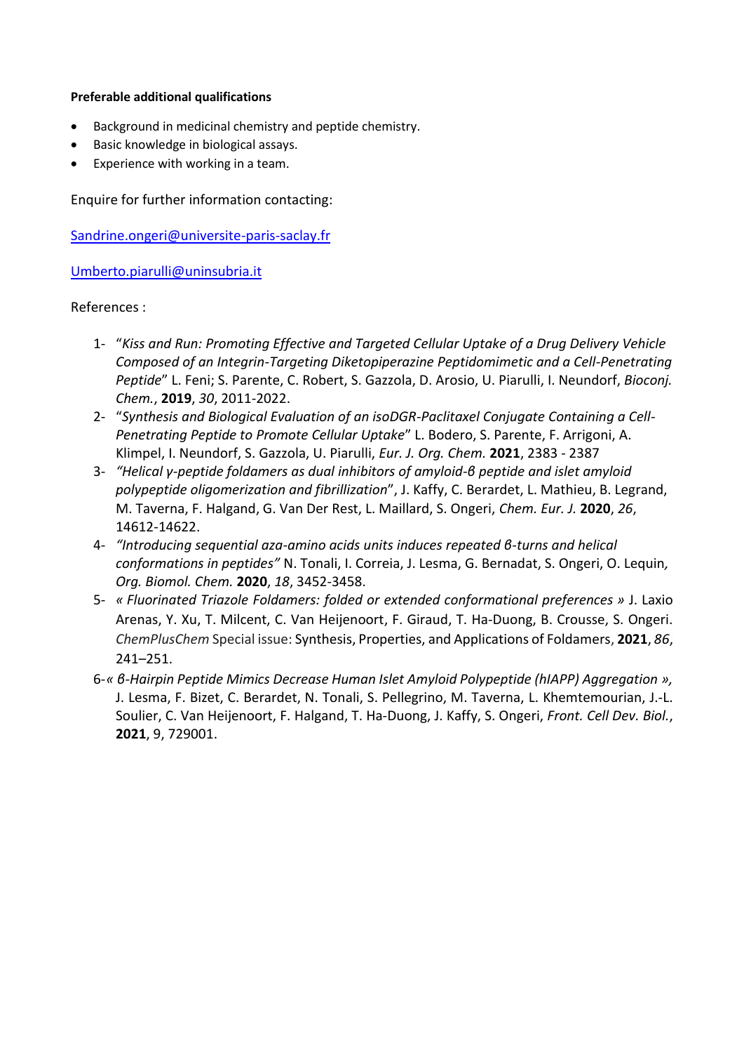**Preferable additional qualifications**

- Background in medicinal chemistry and peptide chemistry.
- Basic knowledge in biological assays.
- Experience with working in a team.

Enquire for further information contacting:

[Sandrine.ongeri@universite-paris-saclay.fr](mailto:Sandrine.ongeri@universite-paris-saclay.fr)

[Umberto.piarulli@uninsubria.it](mailto:Umberto.piarulli@uninsubria.it)

References :

1- "*Kiss and Run: Promoting Effective and Targeted Cellular Uptake of a Drug Delivery Vehicle Composed of an Integrin-Targeting Diketopiperazine Peptidomimetic and a Cell-Penetrating Peptide*" L. Feni; S. Parente, C. Robert, S. Gazzola, D. Arosio, U. Piarulli, I. Neundorf, *Bioconj. Chem.*, **2019**, *30*, 2011-2022.

2- "*Synthesis and Biological Evaluation of an isoDGR-Paclitaxel Conjugate Containing a Cell-Penetrating Peptide to Promote Cellular Uptake*" L. Bodero, S. Parente, F. Arrigoni, A. Klimpel, I. Neundorf, S. Gazzola, U. Piarulli, *Eur. J. Org. Chem.* **2021**, 2383 - 2387

3- *"Helical γ-peptide foldamers as dual inhibitors of amyloid-β peptide and islet amyloid polypeptide oligomerization and fibrillization*", J. Kaffy, C. Berardet, L. Mathieu, B. Legrand, M. Taverna, F. Halgand, G. Van Der Rest, L. Maillard, S. Ongeri, *Chem. Eur. J.* **2020**, *26*, 14612-14622.

4- *"Introducing sequential aza-amino acids units induces repeated β-turns and helical conformations in peptides"* N. Tonali, I. Correia, J. Lesma, G. Bernadat, S. Ongeri, O. Lequin*, Org. Biomol. Chem.* **2020**, *18*, 3452-3458.

5- *« Fluorinated Triazole Foldamers: folded or extended conformational preferences »* J. Laxio Arenas, Y. Xu, T. Milcent, C. Van Heijenoort, F. Giraud, T. Ha-Duong, B. Crousse, S. Ongeri. *ChemPlusChem* Special issue: Synthesis, Properties, and Applications of Foldamers, **2021**, *86*, 241–251.

6-*« β-Hairpin Peptide Mimics Decrease Human Islet Amyloid Polypeptide (hIAPP) Aggregation »,* J. Lesma, F. Bizet, C. Berardet, N. Tonali, S. Pellegrino, M. Taverna, L. Khemtemourian, J.-L. Soulier, C. Van Heijenoort, F. Halgand, T. Ha-Duong, J. Kaffy, S. Ongeri, *Front. Cell Dev. Biol.*, **2021**, 9, 729001.